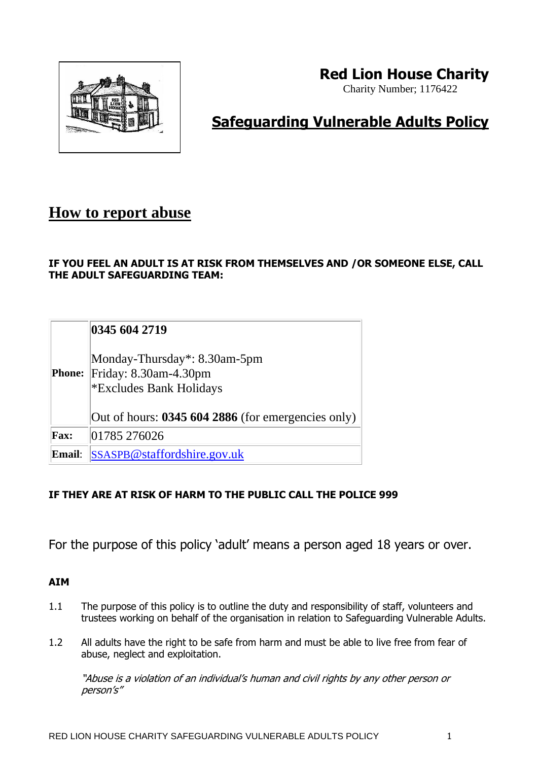# Red Lion House Charity

Charity Number; 1176422

## Safeguarding Vulnerable Adults Policy

## How to report abuse

**IF YOU FEEL AN ADULT IS AT RISK FROM THEMSELVES AND /OR SOMEONE ELSE, CALL THE ADULT SAFEGUARDING TEAM:**

| | |
|---|---|
| **Phone:** | **0345 604 2719**<br><br>Monday-Thursday*: 8.30am-5pm<br>Friday: 8.30am-4.30pm<br>*Excludes Bank Holidays<br><br>Out of hours: **0345 604 2886** (for emergencies only) |
| **Fax:** | 01785 276026 |
| **Email**: | SSASPB@staffordshire.gov.uk |

**IF THEY ARE AT RISK OF HARM TO THE PUBLIC CALL THE POLICE 999**

For the purpose of this policy 'adult' means a person aged 18 years or over.

**AIM**

1.1 The purpose of this policy is to outline the duty and responsibility of staff, volunteers and trustees working on behalf of the organisation in relation to Safeguarding Vulnerable Adults.

1.2 All adults have the right to be safe from harm and must be able to live free from fear of abuse, neglect and exploitation.

*"Abuse is a violation of an individual's human and civil rights by any other person or person's"*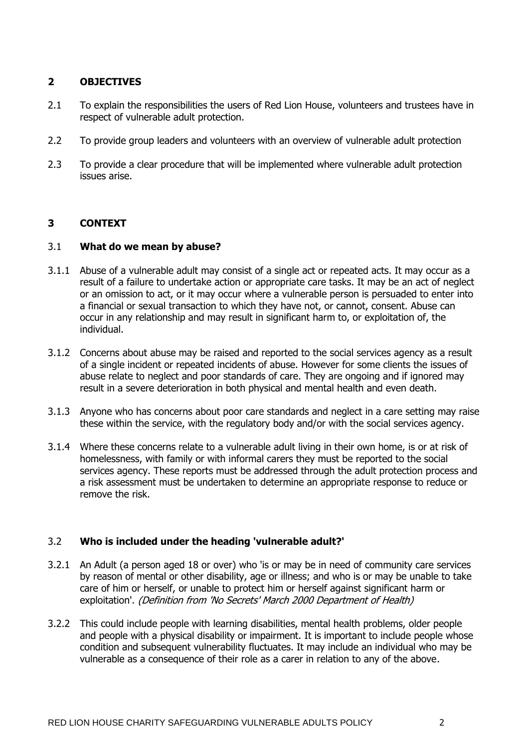## 2 OBJECTIVES

2.1 To explain the responsibilities the users of Red Lion House, volunteers and trustees have in respect of vulnerable adult protection.

2.2 To provide group leaders and volunteers with an overview of vulnerable adult protection

2.3 To provide a clear procedure that will be implemented where vulnerable adult protection issues arise.

## 3 CONTEXT

### 3.1 What do we mean by abuse?

3.1.1 Abuse of a vulnerable adult may consist of a single act or repeated acts. It may occur as a result of a failure to undertake action or appropriate care tasks. It may be an act of neglect or an omission to act, or it may occur where a vulnerable person is persuaded to enter into a financial or sexual transaction to which they have not, or cannot, consent. Abuse can occur in any relationship and may result in significant harm to, or exploitation of, the individual.

3.1.2 Concerns about abuse may be raised and reported to the social services agency as a result of a single incident or repeated incidents of abuse. However for some clients the issues of abuse relate to neglect and poor standards of care. They are ongoing and if ignored may result in a severe deterioration in both physical and mental health and even death.

3.1.3 Anyone who has concerns about poor care standards and neglect in a care setting may raise these within the service, with the regulatory body and/or with the social services agency.

3.1.4 Where these concerns relate to a vulnerable adult living in their own home, is or at risk of homelessness, with family or with informal carers they must be reported to the social services agency. These reports must be addressed through the adult protection process and a risk assessment must be undertaken to determine an appropriate response to reduce or remove the risk.

### 3.2 Who is included under the heading 'vulnerable adult?'

3.2.1 An Adult (a person aged 18 or over) who 'is or may be in need of community care services by reason of mental or other disability, age or illness; and who is or may be unable to take care of him or herself, or unable to protect him or herself against significant harm or exploitation'. *(Definition from 'No Secrets' March 2000 Department of Health)*

3.2.2 This could include people with learning disabilities, mental health problems, older people and people with a physical disability or impairment. It is important to include people whose condition and subsequent vulnerability fluctuates. It may include an individual who may be vulnerable as a consequence of their role as a carer in relation to any of the above.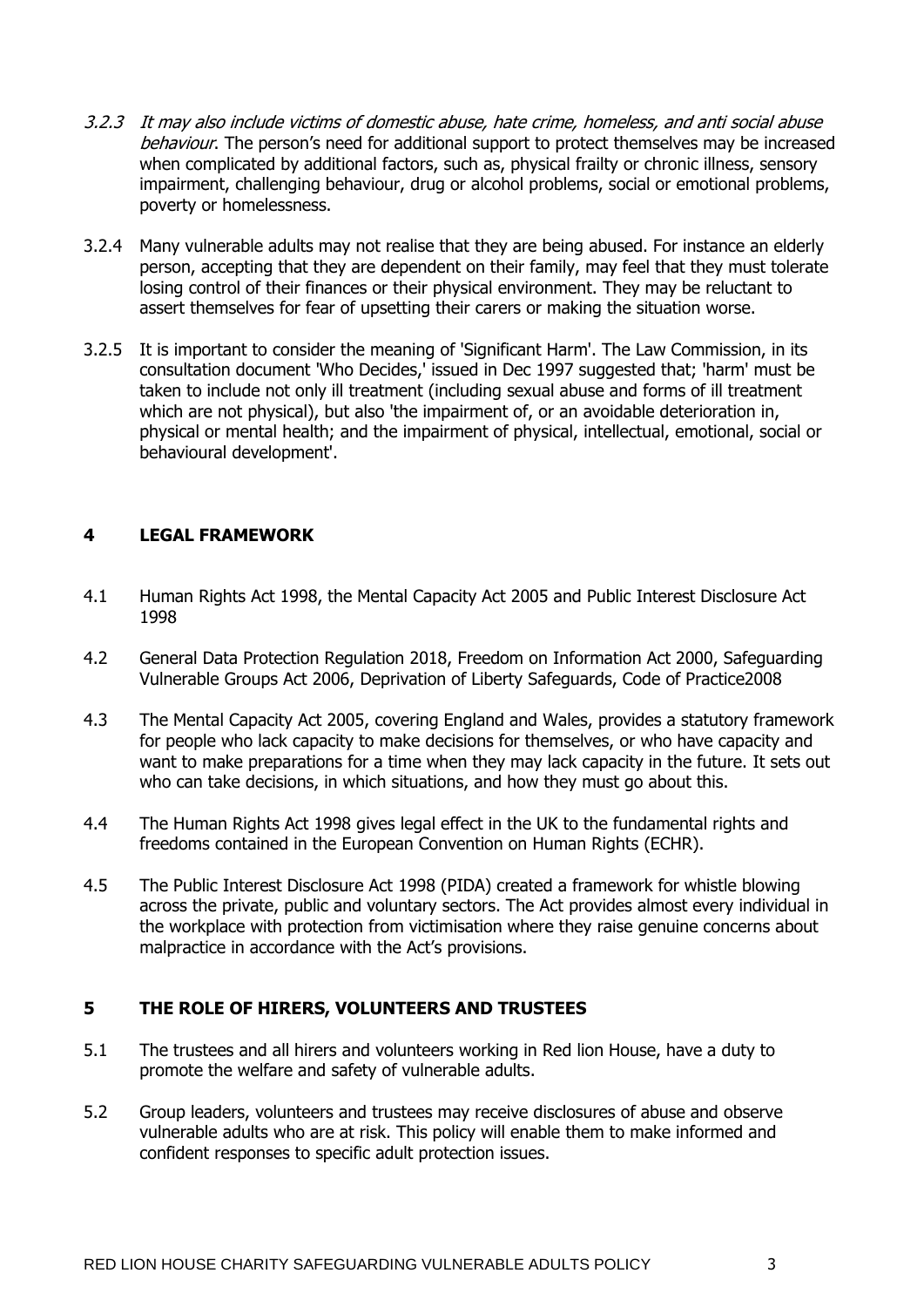3.2.3 *It may also include victims of domestic abuse, hate crime, homeless, and anti social abuse behaviour*. The person's need for additional support to protect themselves may be increased when complicated by additional factors, such as, physical frailty or chronic illness, sensory impairment, challenging behaviour, drug or alcohol problems, social or emotional problems, poverty or homelessness.

3.2.4 Many vulnerable adults may not realise that they are being abused. For instance an elderly person, accepting that they are dependent on their family, may feel that they must tolerate losing control of their finances or their physical environment. They may be reluctant to assert themselves for fear of upsetting their carers or making the situation worse.

3.2.5 It is important to consider the meaning of 'Significant Harm'. The Law Commission, in its consultation document 'Who Decides,' issued in Dec 1997 suggested that; 'harm' must be taken to include not only ill treatment (including sexual abuse and forms of ill treatment which are not physical), but also 'the impairment of, or an avoidable deterioration in, physical or mental health; and the impairment of physical, intellectual, emotional, social or behavioural development'.

## 4 LEGAL FRAMEWORK

4.1 Human Rights Act 1998, the Mental Capacity Act 2005 and Public Interest Disclosure Act 1998

4.2 General Data Protection Regulation 2018, Freedom on Information Act 2000, Safeguarding Vulnerable Groups Act 2006, Deprivation of Liberty Safeguards, Code of Practice2008

4.3 The Mental Capacity Act 2005, covering England and Wales, provides a statutory framework for people who lack capacity to make decisions for themselves, or who have capacity and want to make preparations for a time when they may lack capacity in the future. It sets out who can take decisions, in which situations, and how they must go about this.

4.4 The Human Rights Act 1998 gives legal effect in the UK to the fundamental rights and freedoms contained in the European Convention on Human Rights (ECHR).

4.5 The Public Interest Disclosure Act 1998 (PIDA) created a framework for whistle blowing across the private, public and voluntary sectors. The Act provides almost every individual in the workplace with protection from victimisation where they raise genuine concerns about malpractice in accordance with the Act's provisions.

## 5 THE ROLE OF HIRERS, VOLUNTEERS AND TRUSTEES

5.1 The trustees and all hirers and volunteers working in Red lion House, have a duty to promote the welfare and safety of vulnerable adults.

5.2 Group leaders, volunteers and trustees may receive disclosures of abuse and observe vulnerable adults who are at risk. This policy will enable them to make informed and confident responses to specific adult protection issues.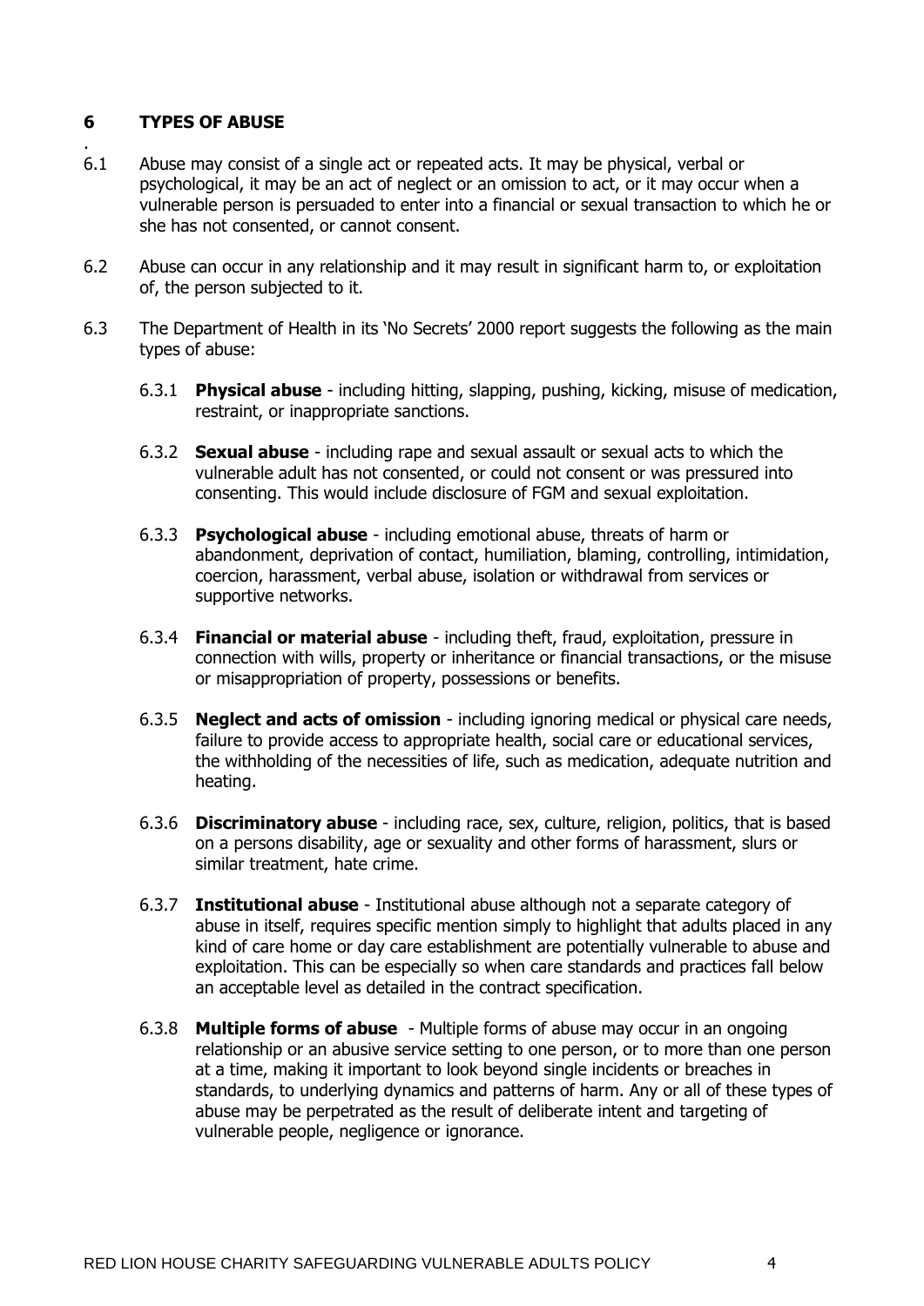## 6 TYPES OF ABUSE

6.1 Abuse may consist of a single act or repeated acts. It may be physical, verbal or psychological, it may be an act of neglect or an omission to act, or it may occur when a vulnerable person is persuaded to enter into a financial or sexual transaction to which he or she has not consented, or cannot consent.

6.2 Abuse can occur in any relationship and it may result in significant harm to, or exploitation of, the person subjected to it.

6.3 The Department of Health in its 'No Secrets' 2000 report suggests the following as the main types of abuse:

6.3.1 **Physical abuse** - including hitting, slapping, pushing, kicking, misuse of medication, restraint, or inappropriate sanctions.

6.3.2 **Sexual abuse** - including rape and sexual assault or sexual acts to which the vulnerable adult has not consented, or could not consent or was pressured into consenting. This would include disclosure of FGM and sexual exploitation.

6.3.3 **Psychological abuse** - including emotional abuse, threats of harm or abandonment, deprivation of contact, humiliation, blaming, controlling, intimidation, coercion, harassment, verbal abuse, isolation or withdrawal from services or supportive networks.

6.3.4 **Financial or material abuse** - including theft, fraud, exploitation, pressure in connection with wills, property or inheritance or financial transactions, or the misuse or misappropriation of property, possessions or benefits.

6.3.5 **Neglect and acts of omission** - including ignoring medical or physical care needs, failure to provide access to appropriate health, social care or educational services, the withholding of the necessities of life, such as medication, adequate nutrition and heating.

6.3.6 **Discriminatory abuse** - including race, sex, culture, religion, politics, that is based on a persons disability, age or sexuality and other forms of harassment, slurs or similar treatment, hate crime.

6.3.7 **Institutional abuse** - Institutional abuse although not a separate category of abuse in itself, requires specific mention simply to highlight that adults placed in any kind of care home or day care establishment are potentially vulnerable to abuse and exploitation. This can be especially so when care standards and practices fall below an acceptable level as detailed in the contract specification.

6.3.8 **Multiple forms of abuse** - Multiple forms of abuse may occur in an ongoing relationship or an abusive service setting to one person, or to more than one person at a time, making it important to look beyond single incidents or breaches in standards, to underlying dynamics and patterns of harm. Any or all of these types of abuse may be perpetrated as the result of deliberate intent and targeting of vulnerable people, negligence or ignorance.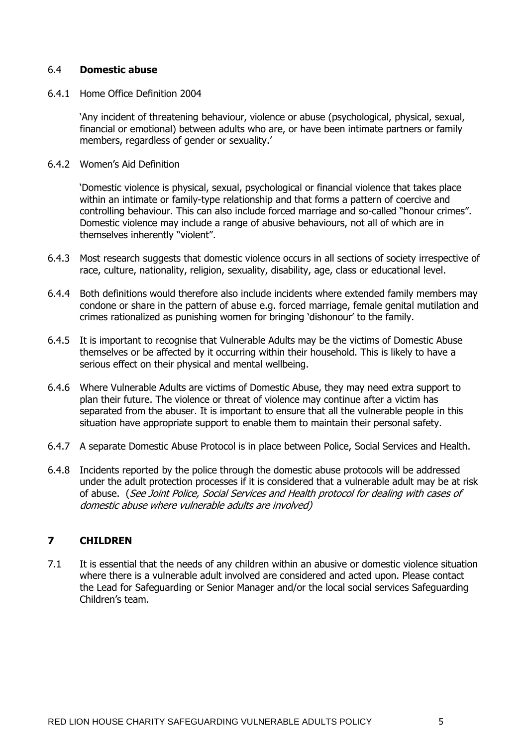### 6.4 **Domestic abuse**

6.4.1 Home Office Definition 2004

'Any incident of threatening behaviour, violence or abuse (psychological, physical, sexual, financial or emotional) between adults who are, or have been intimate partners or family members, regardless of gender or sexuality.'

6.4.2 Women's Aid Definition

'Domestic violence is physical, sexual, psychological or financial violence that takes place within an intimate or family-type relationship and that forms a pattern of coercive and controlling behaviour. This can also include forced marriage and so-called "honour crimes". Domestic violence may include a range of abusive behaviours, not all of which are in themselves inherently "violent".

6.4.3 Most research suggests that domestic violence occurs in all sections of society irrespective of race, culture, nationality, religion, sexuality, disability, age, class or educational level.

6.4.4 Both definitions would therefore also include incidents where extended family members may condone or share in the pattern of abuse e.g. forced marriage, female genital mutilation and crimes rationalized as punishing women for bringing 'dishonour' to the family.

6.4.5 It is important to recognise that Vulnerable Adults may be the victims of Domestic Abuse themselves or be affected by it occurring within their household. This is likely to have a serious effect on their physical and mental wellbeing.

6.4.6 Where Vulnerable Adults are victims of Domestic Abuse, they may need extra support to plan their future. The violence or threat of violence may continue after a victim has separated from the abuser. It is important to ensure that all the vulnerable people in this situation have appropriate support to enable them to maintain their personal safety.

6.4.7 A separate Domestic Abuse Protocol is in place between Police, Social Services and Health.

6.4.8 Incidents reported by the police through the domestic abuse protocols will be addressed under the adult protection processes if it is considered that a vulnerable adult may be at risk of abuse. (*See Joint Police, Social Services and Health protocol for dealing with cases of domestic abuse where vulnerable adults are involved)*

## 7 CHILDREN

7.1 It is essential that the needs of any children within an abusive or domestic violence situation where there is a vulnerable adult involved are considered and acted upon. Please contact the Lead for Safeguarding or Senior Manager and/or the local social services Safeguarding Children's team.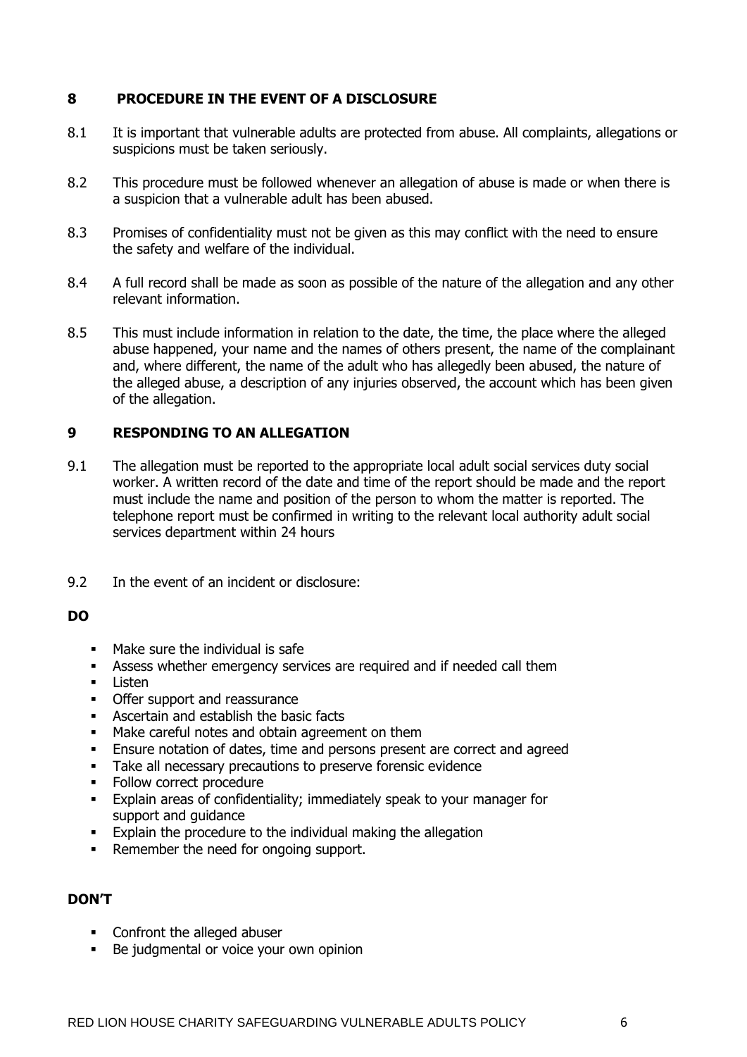## 8 PROCEDURE IN THE EVENT OF A DISCLOSURE

8.1 It is important that vulnerable adults are protected from abuse. All complaints, allegations or suspicions must be taken seriously.

8.2 This procedure must be followed whenever an allegation of abuse is made or when there is a suspicion that a vulnerable adult has been abused.

8.3 Promises of confidentiality must not be given as this may conflict with the need to ensure the safety and welfare of the individual.

8.4 A full record shall be made as soon as possible of the nature of the allegation and any other relevant information.

8.5 This must include information in relation to the date, the time, the place where the alleged abuse happened, your name and the names of others present, the name of the complainant and, where different, the name of the adult who has allegedly been abused, the nature of the alleged abuse, a description of any injuries observed, the account which has been given of the allegation.

## 9 RESPONDING TO AN ALLEGATION

9.1 The allegation must be reported to the appropriate local adult social services duty social worker. A written record of the date and time of the report should be made and the report must include the name and position of the person to whom the matter is reported. The telephone report must be confirmed in writing to the relevant local authority adult social services department within 24 hours

9.2 In the event of an incident or disclosure:

**DO**

- Make sure the individual is safe
- Assess whether emergency services are required and if needed call them
- Listen
- Offer support and reassurance
- Ascertain and establish the basic facts
- Make careful notes and obtain agreement on them
- Ensure notation of dates, time and persons present are correct and agreed
- Take all necessary precautions to preserve forensic evidence
- Follow correct procedure
- Explain areas of confidentiality; immediately speak to your manager for support and guidance
- Explain the procedure to the individual making the allegation
- Remember the need for ongoing support.

**DON'T**

- Confront the alleged abuser
- Be judgmental or voice your own opinion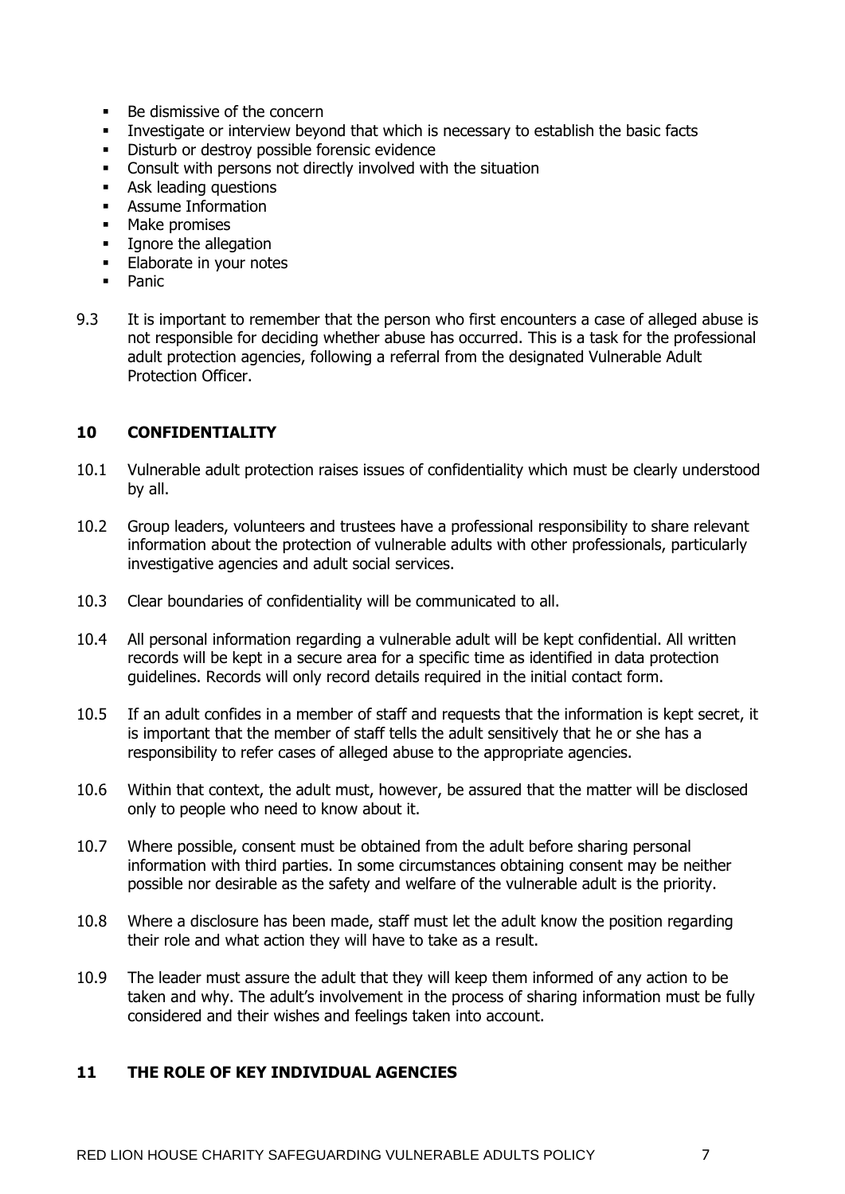- Be dismissive of the concern
- Investigate or interview beyond that which is necessary to establish the basic facts
- Disturb or destroy possible forensic evidence
- Consult with persons not directly involved with the situation
- Ask leading questions
- Assume Information
- Make promises
- Ignore the allegation
- Elaborate in your notes
- Panic

9.3 It is important to remember that the person who first encounters a case of alleged abuse is not responsible for deciding whether abuse has occurred. This is a task for the professional adult protection agencies, following a referral from the designated Vulnerable Adult Protection Officer.

## 10 CONFIDENTIALITY

10.1 Vulnerable adult protection raises issues of confidentiality which must be clearly understood by all.

10.2 Group leaders, volunteers and trustees have a professional responsibility to share relevant information about the protection of vulnerable adults with other professionals, particularly investigative agencies and adult social services.

10.3 Clear boundaries of confidentiality will be communicated to all.

10.4 All personal information regarding a vulnerable adult will be kept confidential. All written records will be kept in a secure area for a specific time as identified in data protection guidelines. Records will only record details required in the initial contact form.

10.5 If an adult confides in a member of staff and requests that the information is kept secret, it is important that the member of staff tells the adult sensitively that he or she has a responsibility to refer cases of alleged abuse to the appropriate agencies.

10.6 Within that context, the adult must, however, be assured that the matter will be disclosed only to people who need to know about it.

10.7 Where possible, consent must be obtained from the adult before sharing personal information with third parties. In some circumstances obtaining consent may be neither possible nor desirable as the safety and welfare of the vulnerable adult is the priority.

10.8 Where a disclosure has been made, staff must let the adult know the position regarding their role and what action they will have to take as a result.

10.9 The leader must assure the adult that they will keep them informed of any action to be taken and why. The adult's involvement in the process of sharing information must be fully considered and their wishes and feelings taken into account.

## 11 THE ROLE OF KEY INDIVIDUAL AGENCIES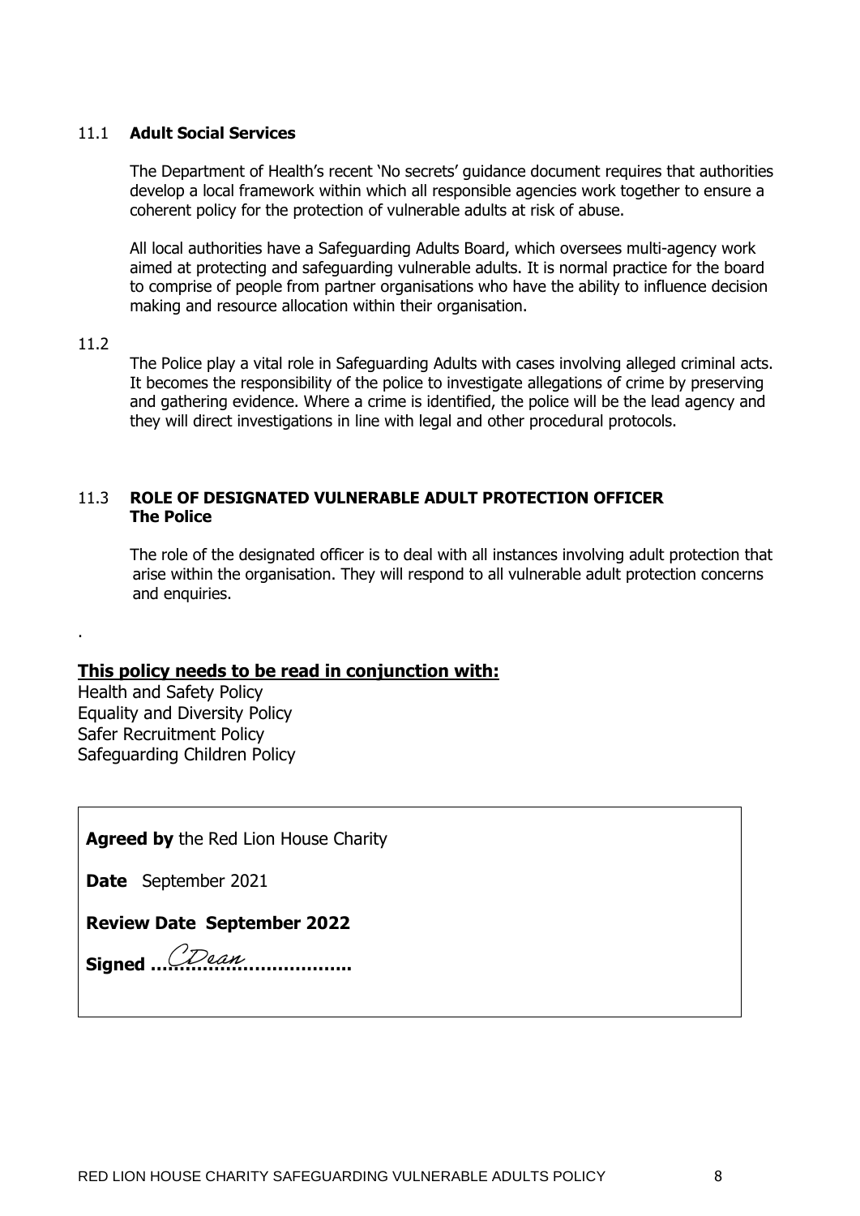### 11.1 Adult Social Services

The Department of Health's recent 'No secrets' guidance document requires that authorities develop a local framework within which all responsible agencies work together to ensure a coherent policy for the protection of vulnerable adults at risk of abuse.

All local authorities have a Safeguarding Adults Board, which oversees multi-agency work aimed at protecting and safeguarding vulnerable adults. It is normal practice for the board to comprise of people from partner organisations who have the ability to influence decision making and resource allocation within their organisation.

### 11.2

The Police play a vital role in Safeguarding Adults with cases involving alleged criminal acts. It becomes the responsibility of the police to investigate allegations of crime by preserving and gathering evidence. Where a crime is identified, the police will be the lead agency and they will direct investigations in line with legal and other procedural protocols.

### 11.3 ROLE OF DESIGNATED VULNERABLE ADULT PROTECTION OFFICER
**The Police**

The role of the designated officer is to deal with all instances involving adult protection that arise within the organisation. They will respond to all vulnerable adult protection concerns and enquiries.

.

**<u>This policy needs to be read in conjunction with:</u>**

Health and Safety Policy
Equality and Diversity Policy
Safer Recruitment Policy
Safeguarding Children Policy

**Agreed by** the Red Lion House Charity

**Date** September 2021

**Review Date September 2022**

**Signed** CDean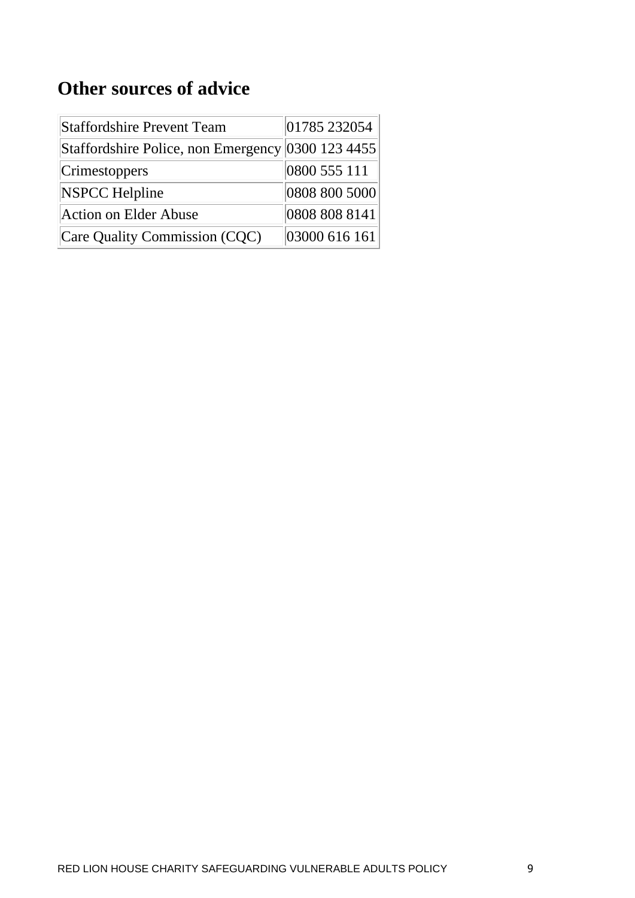## Other sources of advice

| | |
|---|---|
| Staffordshire Prevent Team | 01785 232054 |
| Staffordshire Police, non Emergency | 0300 123 4455 |
| Crimestoppers | 0800 555 111 |
| NSPCC Helpline | 0808 800 5000 |
| Action on Elder Abuse | 0808 808 8141 |
| Care Quality Commission (CQC) | 03000 616 161 |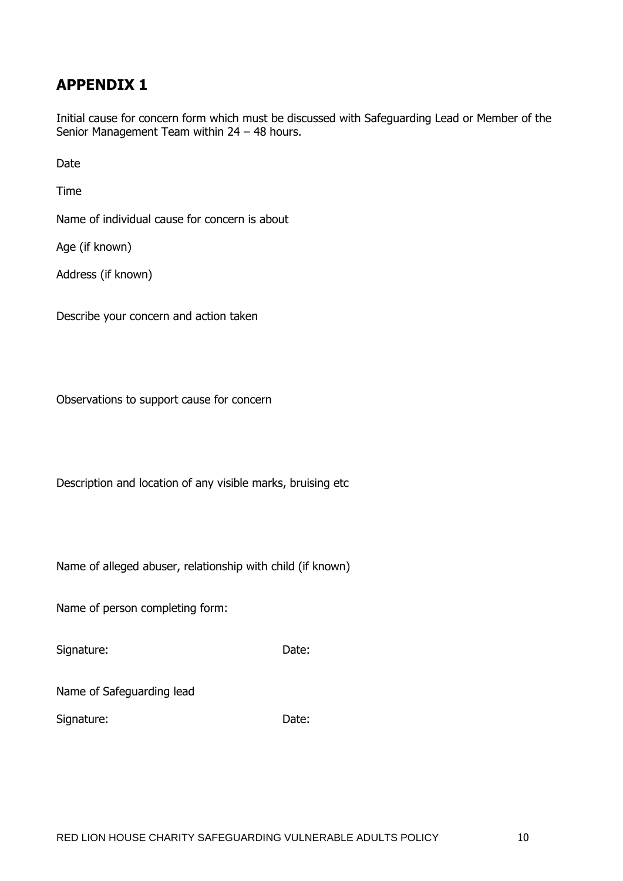## APPENDIX 1

Initial cause for concern form which must be discussed with Safeguarding Lead or Member of the Senior Management Team within 24 – 48 hours.

Date

Time

Name of individual cause for concern is about

Age (if known)

Address (if known)

Describe your concern and action taken

Observations to support cause for concern

Description and location of any visible marks, bruising etc

Name of alleged abuser, relationship with child (if known)

Name of person completing form:

Signature: Date:

Name of Safeguarding lead

Signature: Date: